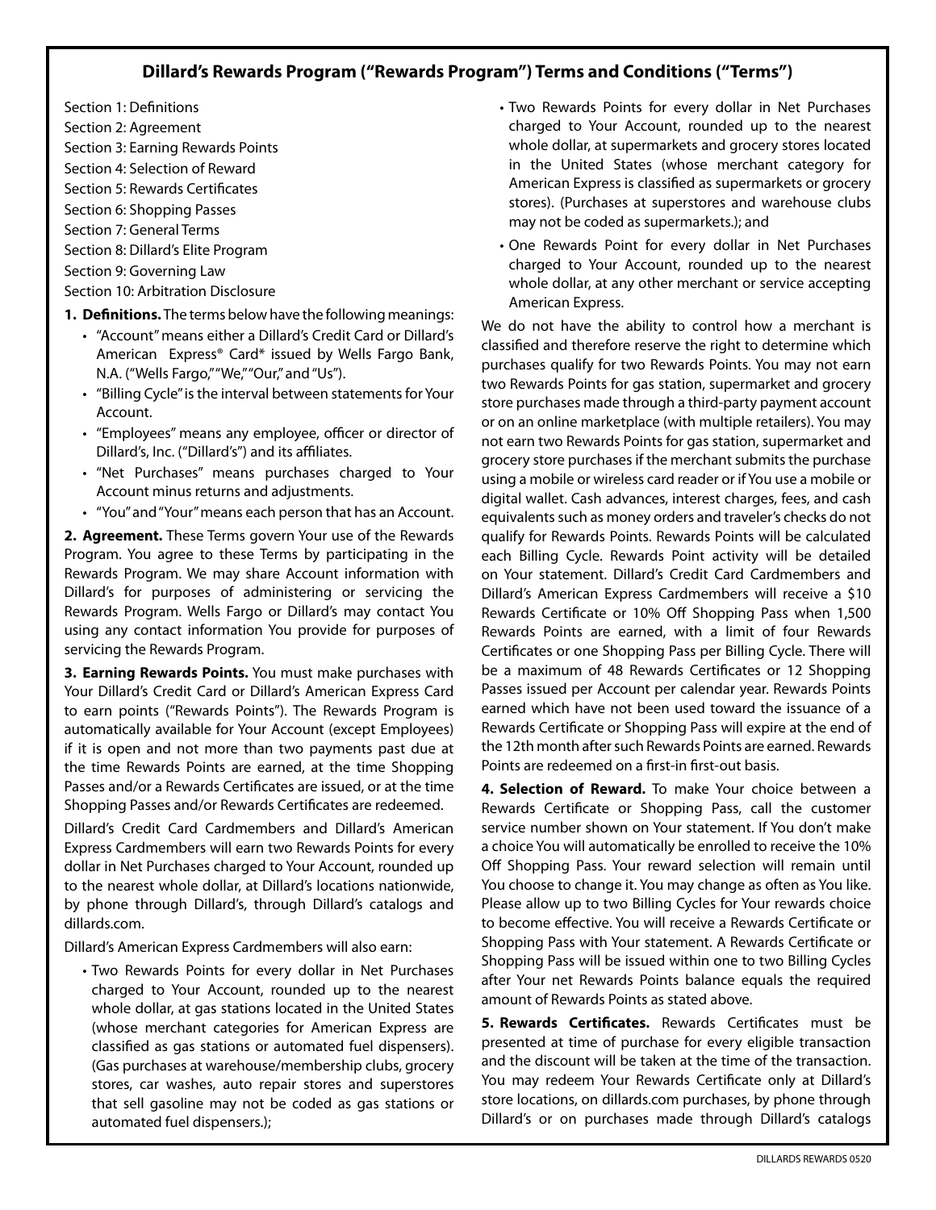# Dillard's Rewards Program ("Rewards Program") Terms and Conditions ("Terms")

Section 1: Definitions
Section 2: Agreement
Section 3: Earning Rewards Points
Section 4: Selection of Reward
Section 5: Rewards Certificates
Section 6: Shopping Passes
Section 7: General Terms
Section 8: Dillard's Elite Program
Section 9: Governing Law
Section 10: Arbitration Disclosure

**1. Definitions.** The terms below have the following meanings:

- "Account" means either a Dillard's Credit Card or Dillard's American Express® Card* issued by Wells Fargo Bank, N.A. ("Wells Fargo," "We," "Our," and "Us").
- "Billing Cycle" is the interval between statements for Your Account.
- "Employees" means any employee, officer or director of Dillard's, Inc. ("Dillard's") and its affiliates.
- "Net Purchases" means purchases charged to Your Account minus returns and adjustments.
- "You" and "Your" means each person that has an Account.

**2. Agreement.** These Terms govern Your use of the Rewards Program. You agree to these Terms by participating in the Rewards Program. We may share Account information with Dillard's for purposes of administering or servicing the Rewards Program. Wells Fargo or Dillard's may contact You using any contact information You provide for purposes of servicing the Rewards Program.

**3. Earning Rewards Points.** You must make purchases with Your Dillard's Credit Card or Dillard's American Express Card to earn points ("Rewards Points"). The Rewards Program is automatically available for Your Account (except Employees) if it is open and not more than two payments past due at the time Rewards Points are earned, at the time Shopping Passes and/or a Rewards Certificates are issued, or at the time Shopping Passes and/or Rewards Certificates are redeemed.

Dillard's Credit Card Cardmembers and Dillard's American Express Cardmembers will earn two Rewards Points for every dollar in Net Purchases charged to Your Account, rounded up to the nearest whole dollar, at Dillard's locations nationwide, by phone through Dillard's, through Dillard's catalogs and dillards.com.

Dillard's American Express Cardmembers will also earn:

- Two Rewards Points for every dollar in Net Purchases charged to Your Account, rounded up to the nearest whole dollar, at gas stations located in the United States (whose merchant categories for American Express are classified as gas stations or automated fuel dispensers). (Gas purchases at warehouse/membership clubs, grocery stores, car washes, auto repair stores and superstores that sell gasoline may not be coded as gas stations or automated fuel dispensers.);
- Two Rewards Points for every dollar in Net Purchases charged to Your Account, rounded up to the nearest whole dollar, at supermarkets and grocery stores located in the United States (whose merchant category for American Express is classified as supermarkets or grocery stores). (Purchases at superstores and warehouse clubs may not be coded as supermarkets.); and
- One Rewards Point for every dollar in Net Purchases charged to Your Account, rounded up to the nearest whole dollar, at any other merchant or service accepting American Express.

We do not have the ability to control how a merchant is classified and therefore reserve the right to determine which purchases qualify for two Rewards Points. You may not earn two Rewards Points for gas station, supermarket and grocery store purchases made through a third-party payment account or on an online marketplace (with multiple retailers). You may not earn two Rewards Points for gas station, supermarket and grocery store purchases if the merchant submits the purchase using a mobile or wireless card reader or if You use a mobile or digital wallet. Cash advances, interest charges, fees, and cash equivalents such as money orders and traveler's checks do not qualify for Rewards Points. Rewards Points will be calculated each Billing Cycle. Rewards Point activity will be detailed on Your statement. Dillard's Credit Card Cardmembers and Dillard's American Express Cardmembers will receive a $10 Rewards Certificate or 10% Off Shopping Pass when 1,500 Rewards Points are earned, with a limit of four Rewards Certificates or one Shopping Pass per Billing Cycle. There will be a maximum of 48 Rewards Certificates or 12 Shopping Passes issued per Account per calendar year. Rewards Points earned which have not been used toward the issuance of a Rewards Certificate or Shopping Pass will expire at the end of the 12th month after such Rewards Points are earned. Rewards Points are redeemed on a first-in first-out basis.

**4. Selection of Reward.** To make Your choice between a Rewards Certificate or Shopping Pass, call the customer service number shown on Your statement. If You don't make a choice You will automatically be enrolled to receive the 10% Off Shopping Pass. Your reward selection will remain until You choose to change it. You may change as often as You like. Please allow up to two Billing Cycles for Your rewards choice to become effective. You will receive a Rewards Certificate or Shopping Pass with Your statement. A Rewards Certificate or Shopping Pass will be issued within one to two Billing Cycles after Your net Rewards Points balance equals the required amount of Rewards Points as stated above.

**5. Rewards Certificates.** Rewards Certificates must be presented at time of purchase for every eligible transaction and the discount will be taken at the time of the transaction. You may redeem Your Rewards Certificate only at Dillard's store locations, on dillards.com purchases, by phone through Dillard's or on purchases made through Dillard's catalogs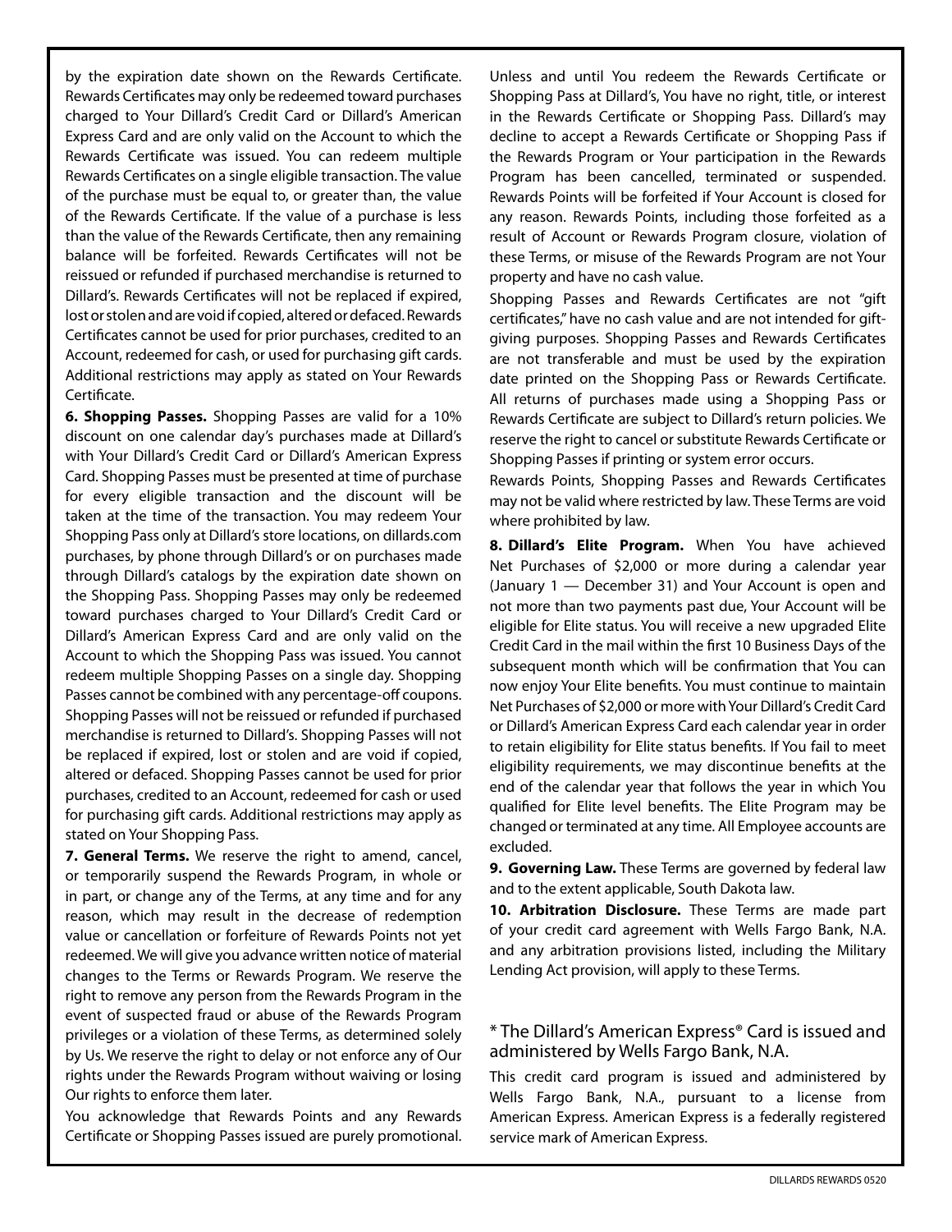by the expiration date shown on the Rewards Certificate. Rewards Certificates may only be redeemed toward purchases charged to Your Dillard's Credit Card or Dillard's American Express Card and are only valid on the Account to which the Rewards Certificate was issued. You can redeem multiple Rewards Certificates on a single eligible transaction. The value of the purchase must be equal to, or greater than, the value of the Rewards Certificate. If the value of a purchase is less than the value of the Rewards Certificate, then any remaining balance will be forfeited. Rewards Certificates will not be reissued or refunded if purchased merchandise is returned to Dillard's. Rewards Certificates will not be replaced if expired, lost or stolen and are void if copied, altered or defaced. Rewards Certificates cannot be used for prior purchases, credited to an Account, redeemed for cash, or used for purchasing gift cards. Additional restrictions may apply as stated on Your Rewards Certificate.

**6. Shopping Passes.** Shopping Passes are valid for a 10% discount on one calendar day's purchases made at Dillard's with Your Dillard's Credit Card or Dillard's American Express Card. Shopping Passes must be presented at time of purchase for every eligible transaction and the discount will be taken at the time of the transaction. You may redeem Your Shopping Pass only at Dillard's store locations, on dillards.com purchases, by phone through Dillard's or on purchases made through Dillard's catalogs by the expiration date shown on the Shopping Pass. Shopping Passes may only be redeemed toward purchases charged to Your Dillard's Credit Card or Dillard's American Express Card and are only valid on the Account to which the Shopping Pass was issued. You cannot redeem multiple Shopping Passes on a single day. Shopping Passes cannot be combined with any percentage-off coupons. Shopping Passes will not be reissued or refunded if purchased merchandise is returned to Dillard's. Shopping Passes will not be replaced if expired, lost or stolen and are void if copied, altered or defaced. Shopping Passes cannot be used for prior purchases, credited to an Account, redeemed for cash or used for purchasing gift cards. Additional restrictions may apply as stated on Your Shopping Pass.

**7. General Terms.** We reserve the right to amend, cancel, or temporarily suspend the Rewards Program, in whole or in part, or change any of the Terms, at any time and for any reason, which may result in the decrease of redemption value or cancellation or forfeiture of Rewards Points not yet redeemed. We will give you advance written notice of material changes to the Terms or Rewards Program. We reserve the right to remove any person from the Rewards Program in the event of suspected fraud or abuse of the Rewards Program privileges or a violation of these Terms, as determined solely by Us. We reserve the right to delay or not enforce any of Our rights under the Rewards Program without waiving or losing Our rights to enforce them later.

You acknowledge that Rewards Points and any Rewards Certificate or Shopping Passes issued are purely promotional. Unless and until You redeem the Rewards Certificate or Shopping Pass at Dillard's, You have no right, title, or interest in the Rewards Certificate or Shopping Pass. Dillard's may decline to accept a Rewards Certificate or Shopping Pass if the Rewards Program or Your participation in the Rewards Program has been cancelled, terminated or suspended. Rewards Points will be forfeited if Your Account is closed for any reason. Rewards Points, including those forfeited as a result of Account or Rewards Program closure, violation of these Terms, or misuse of the Rewards Program are not Your property and have no cash value.

Shopping Passes and Rewards Certificates are not "gift certificates," have no cash value and are not intended for gift-giving purposes. Shopping Passes and Rewards Certificates are not transferable and must be used by the expiration date printed on the Shopping Pass or Rewards Certificate. All returns of purchases made using a Shopping Pass or Rewards Certificate are subject to Dillard's return policies. We reserve the right to cancel or substitute Rewards Certificate or Shopping Passes if printing or system error occurs.

Rewards Points, Shopping Passes and Rewards Certificates may not be valid where restricted by law. These Terms are void where prohibited by law.

**8. Dillard's Elite Program.** When You have achieved Net Purchases of $2,000 or more during a calendar year (January 1 — December 31) and Your Account is open and not more than two payments past due, Your Account will be eligible for Elite status. You will receive a new upgraded Elite Credit Card in the mail within the first 10 Business Days of the subsequent month which will be confirmation that You can now enjoy Your Elite benefits. You must continue to maintain Net Purchases of $2,000 or more with Your Dillard's Credit Card or Dillard's American Express Card each calendar year in order to retain eligibility for Elite status benefits. If You fail to meet eligibility requirements, we may discontinue benefits at the end of the calendar year that follows the year in which You qualified for Elite level benefits. The Elite Program may be changed or terminated at any time. All Employee accounts are excluded.

**9. Governing Law.** These Terms are governed by federal law and to the extent applicable, South Dakota law.

**10. Arbitration Disclosure.** These Terms are made part of your credit card agreement with Wells Fargo Bank, N.A. and any arbitration provisions listed, including the Military Lending Act provision, will apply to these Terms.

\* The Dillard's American Express® Card is issued and administered by Wells Fargo Bank, N.A.

This credit card program is issued and administered by Wells Fargo Bank, N.A., pursuant to a license from American Express. American Express is a federally registered service mark of American Express.

DILLARDS REWARDS 0520